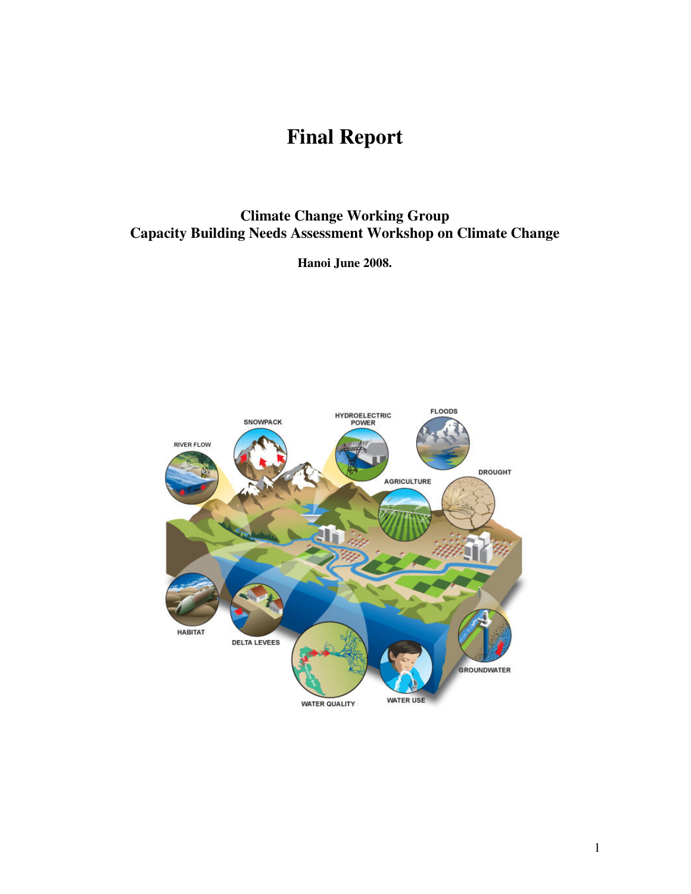# Final Report

## Climate Change Working Group
## Capacity Building Needs Assessment Workshop on Climate Change

**Hanoi June 2008.**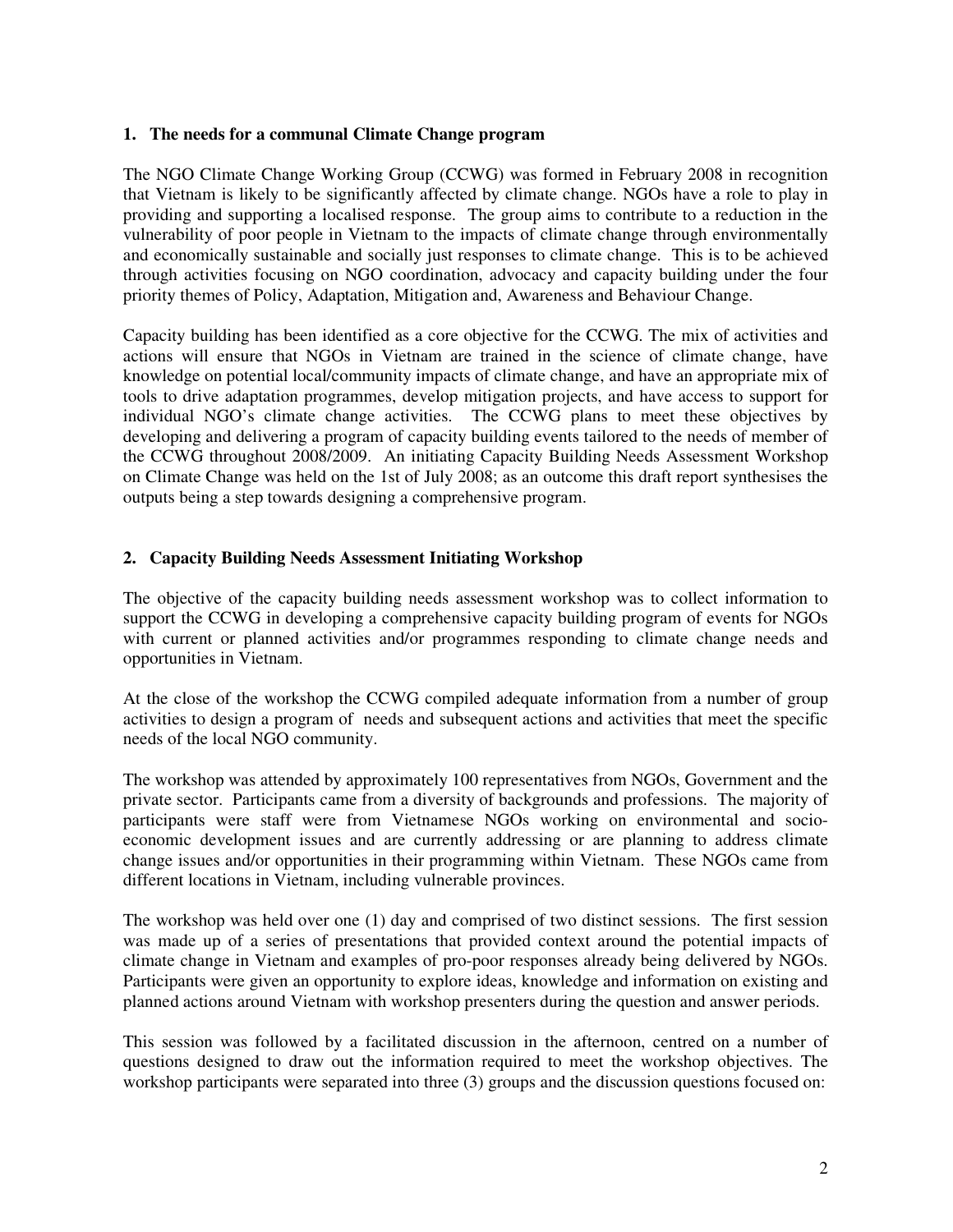## 1. The needs for a communal Climate Change program

The NGO Climate Change Working Group (CCWG) was formed in February 2008 in recognition that Vietnam is likely to be significantly affected by climate change. NGOs have a role to play in providing and supporting a localised response. The group aims to contribute to a reduction in the vulnerability of poor people in Vietnam to the impacts of climate change through environmentally and economically sustainable and socially just responses to climate change. This is to be achieved through activities focusing on NGO coordination, advocacy and capacity building under the four priority themes of Policy, Adaptation, Mitigation and, Awareness and Behaviour Change.

Capacity building has been identified as a core objective for the CCWG. The mix of activities and actions will ensure that NGOs in Vietnam are trained in the science of climate change, have knowledge on potential local/community impacts of climate change, and have an appropriate mix of tools to drive adaptation programmes, develop mitigation projects, and have access to support for individual NGO's climate change activities. The CCWG plans to meet these objectives by developing and delivering a program of capacity building events tailored to the needs of member of the CCWG throughout 2008/2009. An initiating Capacity Building Needs Assessment Workshop on Climate Change was held on the 1st of July 2008; as an outcome this draft report synthesises the outputs being a step towards designing a comprehensive program.

## 2. Capacity Building Needs Assessment Initiating Workshop

The objective of the capacity building needs assessment workshop was to collect information to support the CCWG in developing a comprehensive capacity building program of events for NGOs with current or planned activities and/or programmes responding to climate change needs and opportunities in Vietnam.

At the close of the workshop the CCWG compiled adequate information from a number of group activities to design a program of needs and subsequent actions and activities that meet the specific needs of the local NGO community.

The workshop was attended by approximately 100 representatives from NGOs, Government and the private sector. Participants came from a diversity of backgrounds and professions. The majority of participants were staff were from Vietnamese NGOs working on environmental and socio-economic development issues and are currently addressing or are planning to address climate change issues and/or opportunities in their programming within Vietnam. These NGOs came from different locations in Vietnam, including vulnerable provinces.

The workshop was held over one (1) day and comprised of two distinct sessions. The first session was made up of a series of presentations that provided context around the potential impacts of climate change in Vietnam and examples of pro-poor responses already being delivered by NGOs. Participants were given an opportunity to explore ideas, knowledge and information on existing and planned actions around Vietnam with workshop presenters during the question and answer periods.

This session was followed by a facilitated discussion in the afternoon, centred on a number of questions designed to draw out the information required to meet the workshop objectives. The workshop participants were separated into three (3) groups and the discussion questions focused on: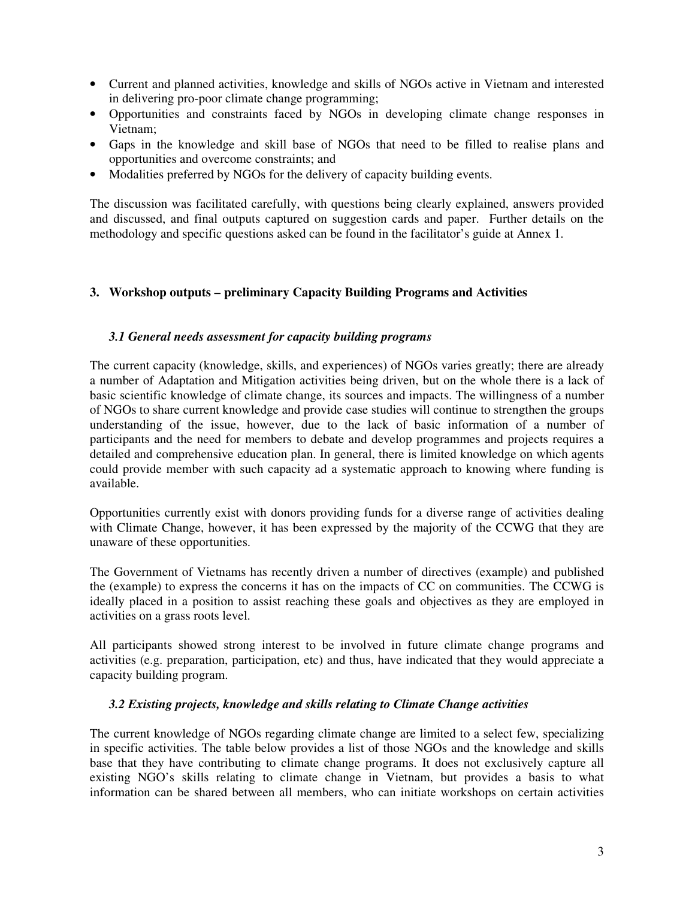- Current and planned activities, knowledge and skills of NGOs active in Vietnam and interested in delivering pro-poor climate change programming;
- Opportunities and constraints faced by NGOs in developing climate change responses in Vietnam;
- Gaps in the knowledge and skill base of NGOs that need to be filled to realise plans and opportunities and overcome constraints; and
- Modalities preferred by NGOs for the delivery of capacity building events.

The discussion was facilitated carefully, with questions being clearly explained, answers provided and discussed, and final outputs captured on suggestion cards and paper. Further details on the methodology and specific questions asked can be found in the facilitator's guide at Annex 1.

## 3. Workshop outputs – preliminary Capacity Building Programs and Activities

### *3.1 General needs assessment for capacity building programs*

The current capacity (knowledge, skills, and experiences) of NGOs varies greatly; there are already a number of Adaptation and Mitigation activities being driven, but on the whole there is a lack of basic scientific knowledge of climate change, its sources and impacts. The willingness of a number of NGOs to share current knowledge and provide case studies will continue to strengthen the groups understanding of the issue, however, due to the lack of basic information of a number of participants and the need for members to debate and develop programmes and projects requires a detailed and comprehensive education plan. In general, there is limited knowledge on which agents could provide member with such capacity ad a systematic approach to knowing where funding is available.

Opportunities currently exist with donors providing funds for a diverse range of activities dealing with Climate Change, however, it has been expressed by the majority of the CCWG that they are unaware of these opportunities.

The Government of Vietnams has recently driven a number of directives (example) and published the (example) to express the concerns it has on the impacts of CC on communities. The CCWG is ideally placed in a position to assist reaching these goals and objectives as they are employed in activities on a grass roots level.

All participants showed strong interest to be involved in future climate change programs and activities (e.g. preparation, participation, etc) and thus, have indicated that they would appreciate a capacity building program.

### *3.2 Existing projects, knowledge and skills relating to Climate Change activities*

The current knowledge of NGOs regarding climate change are limited to a select few, specializing in specific activities. The table below provides a list of those NGOs and the knowledge and skills base that they have contributing to climate change programs. It does not exclusively capture all existing NGO's skills relating to climate change in Vietnam, but provides a basis to what information can be shared between all members, who can initiate workshops on certain activities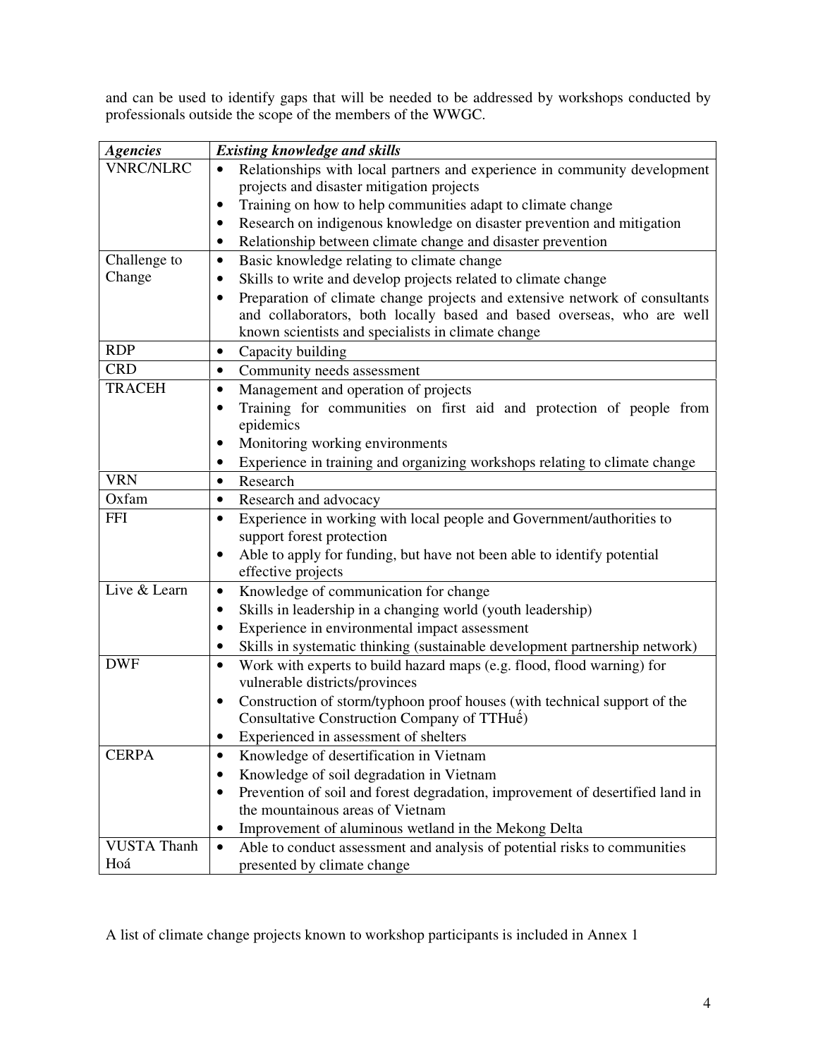and can be used to identify gaps that will be needed to be addressed by workshops conducted by professionals outside the scope of the members of the WWGC.

| ***Agencies*** | ***Existing knowledge and skills*** |
| --- | --- |
| VNRC/NLRC | • Relationships with local partners and experience in community development projects and disaster mitigation projects<br>• Training on how to help communities adapt to climate change<br>• Research on indigenous knowledge on disaster prevention and mitigation<br>• Relationship between climate change and disaster prevention |
| Challenge to Change | • Basic knowledge relating to climate change<br>• Skills to write and develop projects related to climate change<br>• Preparation of climate change projects and extensive network of consultants and collaborators, both locally based and based overseas, who are well known scientists and specialists in climate change |
| RDP | • Capacity building |
| CRD | • Community needs assessment |
| TRACEH | • Management and operation of projects<br>• Training for communities on first aid and protection of people from epidemics<br>• Monitoring working environments<br>• Experience in training and organizing workshops relating to climate change |
| VRN | • Research |
| Oxfam | • Research and advocacy |
| FFI | • Experience in working with local people and Government/authorities to support forest protection<br>• Able to apply for funding, but have not been able to identify potential effective projects |
| Live & Learn | • Knowledge of communication for change<br>• Skills in leadership in a changing world (youth leadership)<br>• Experience in environmental impact assessment<br>• Skills in systematic thinking (sustainable development partnership network) |
| DWF | • Work with experts to build hazard maps (e.g. flood, flood warning) for vulnerable districts/provinces<br>• Construction of storm/typhoon proof houses (with technical support of the Consultative Construction Company of TTHuế)<br>• Experienced in assessment of shelters |
| CERPA | • Knowledge of desertification in Vietnam<br>• Knowledge of soil degradation in Vietnam<br>• Prevention of soil and forest degradation, improvement of desertified land in the mountainous areas of Vietnam<br>• Improvement of aluminous wetland in the Mekong Delta |
| VUSTA Thanh Hoá | • Able to conduct assessment and analysis of potential risks to communities presented by climate change |

A list of climate change projects known to workshop participants is included in Annex 1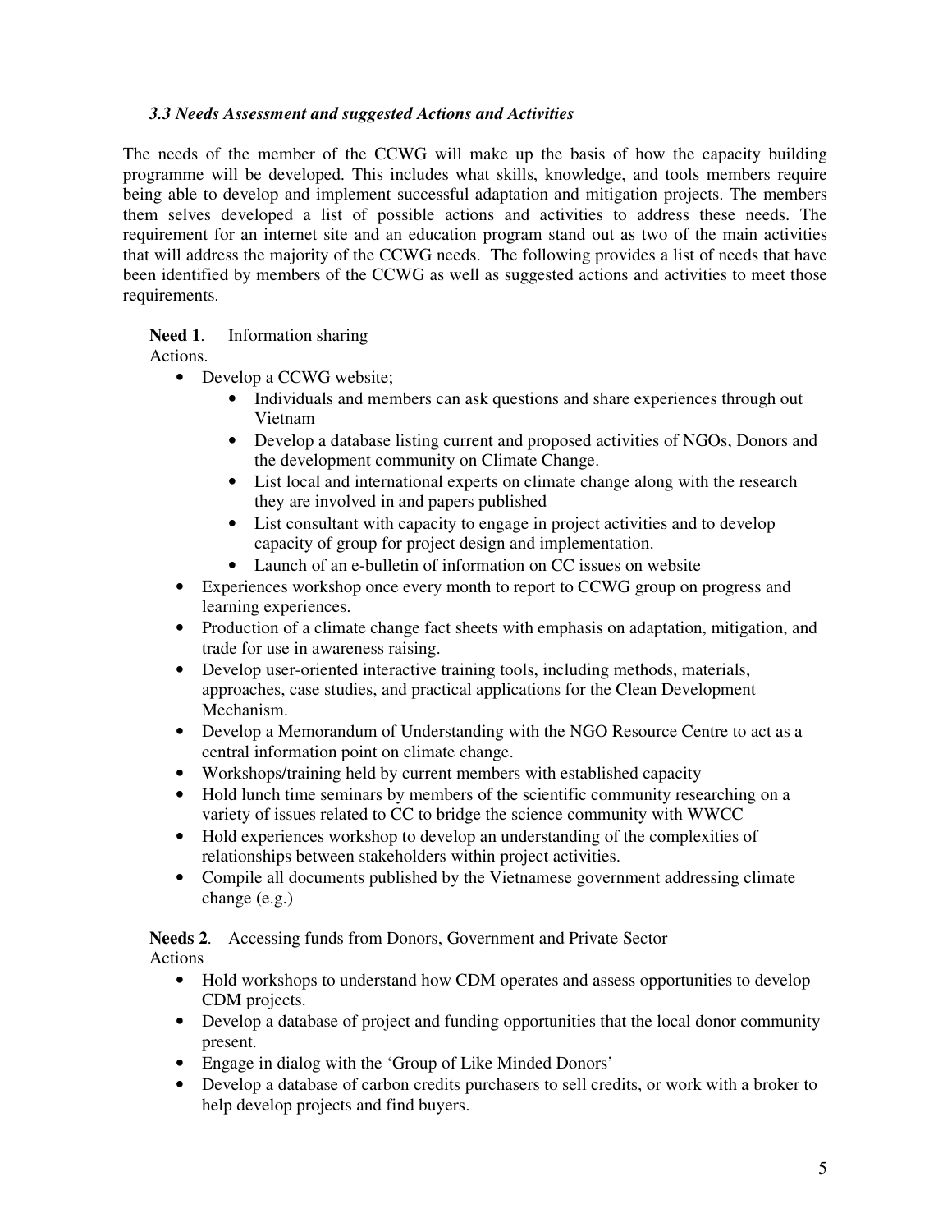### *3.3 Needs Assessment and suggested Actions and Activities*

The needs of the member of the CCWG will make up the basis of how the capacity building programme will be developed. This includes what skills, knowledge, and tools members require being able to develop and implement successful adaptation and mitigation projects. The members them selves developed a list of possible actions and activities to address these needs. The requirement for an internet site and an education program stand out as two of the main activities that will address the majority of the CCWG needs. The following provides a list of needs that have been identified by members of the CCWG as well as suggested actions and activities to meet those requirements.

**Need 1**. Information sharing

Actions.

- Develop a CCWG website;
    - Individuals and members can ask questions and share experiences through out Vietnam
    - Develop a database listing current and proposed activities of NGOs, Donors and the development community on Climate Change.
    - List local and international experts on climate change along with the research they are involved in and papers published
    - List consultant with capacity to engage in project activities and to develop capacity of group for project design and implementation.
    - Launch of an e-bulletin of information on CC issues on website
- Experiences workshop once every month to report to CCWG group on progress and learning experiences.
- Production of a climate change fact sheets with emphasis on adaptation, mitigation, and trade for use in awareness raising.
- Develop user-oriented interactive training tools, including methods, materials, approaches, case studies, and practical applications for the Clean Development Mechanism.
- Develop a Memorandum of Understanding with the NGO Resource Centre to act as a central information point on climate change.
- Workshops/training held by current members with established capacity
- Hold lunch time seminars by members of the scientific community researching on a variety of issues related to CC to bridge the science community with WWCC
- Hold experiences workshop to develop an understanding of the complexities of relationships between stakeholders within project activities.
- Compile all documents published by the Vietnamese government addressing climate change (e.g.)

**Needs 2**. Accessing funds from Donors, Government and Private Sector

Actions

- Hold workshops to understand how CDM operates and assess opportunities to develop CDM projects.
- Develop a database of project and funding opportunities that the local donor community present.
- Engage in dialog with the 'Group of Like Minded Donors'
- Develop a database of carbon credits purchasers to sell credits, or work with a broker to help develop projects and find buyers.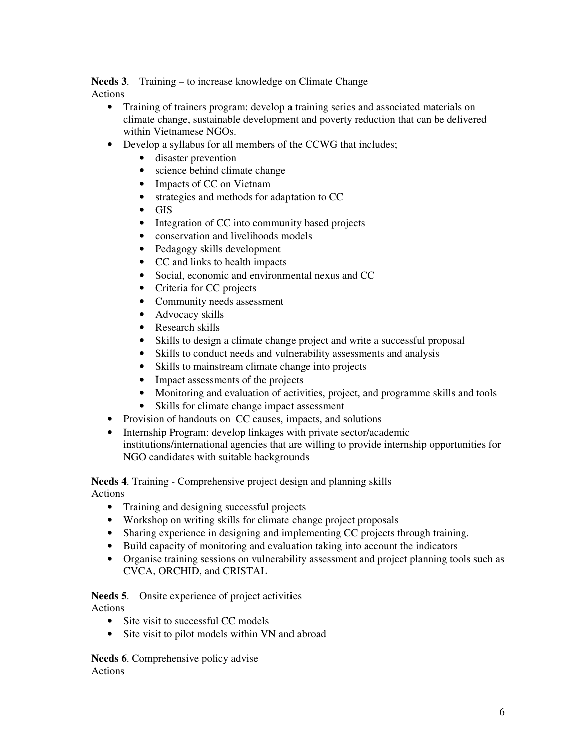**Needs 3**. Training – to increase knowledge on Climate Change

Actions

- Training of trainers program: develop a training series and associated materials on climate change, sustainable development and poverty reduction that can be delivered within Vietnamese NGOs.
- Develop a syllabus for all members of the CCWG that includes;
    - disaster prevention
    - science behind climate change
    - Impacts of CC on Vietnam
    - strategies and methods for adaptation to CC
    - GIS
    - Integration of CC into community based projects
    - conservation and livelihoods models
    - Pedagogy skills development
    - CC and links to health impacts
    - Social, economic and environmental nexus and CC
    - Criteria for CC projects
    - Community needs assessment
    - Advocacy skills
    - Research skills
    - Skills to design a climate change project and write a successful proposal
    - Skills to conduct needs and vulnerability assessments and analysis
    - Skills to mainstream climate change into projects
    - Impact assessments of the projects
    - Monitoring and evaluation of activities, project, and programme skills and tools
    - Skills for climate change impact assessment
- Provision of handouts on CC causes, impacts, and solutions
- Internship Program: develop linkages with private sector/academic institutions/international agencies that are willing to provide internship opportunities for NGO candidates with suitable backgrounds

**Needs 4**. Training - Comprehensive project design and planning skills

Actions

- Training and designing successful projects
- Workshop on writing skills for climate change project proposals
- Sharing experience in designing and implementing CC projects through training.
- Build capacity of monitoring and evaluation taking into account the indicators
- Organise training sessions on vulnerability assessment and project planning tools such as CVCA, ORCHID, and CRISTAL

**Needs 5**. Onsite experience of project activities

Actions

- Site visit to successful CC models
- Site visit to pilot models within VN and abroad

**Needs 6**. Comprehensive policy advise

Actions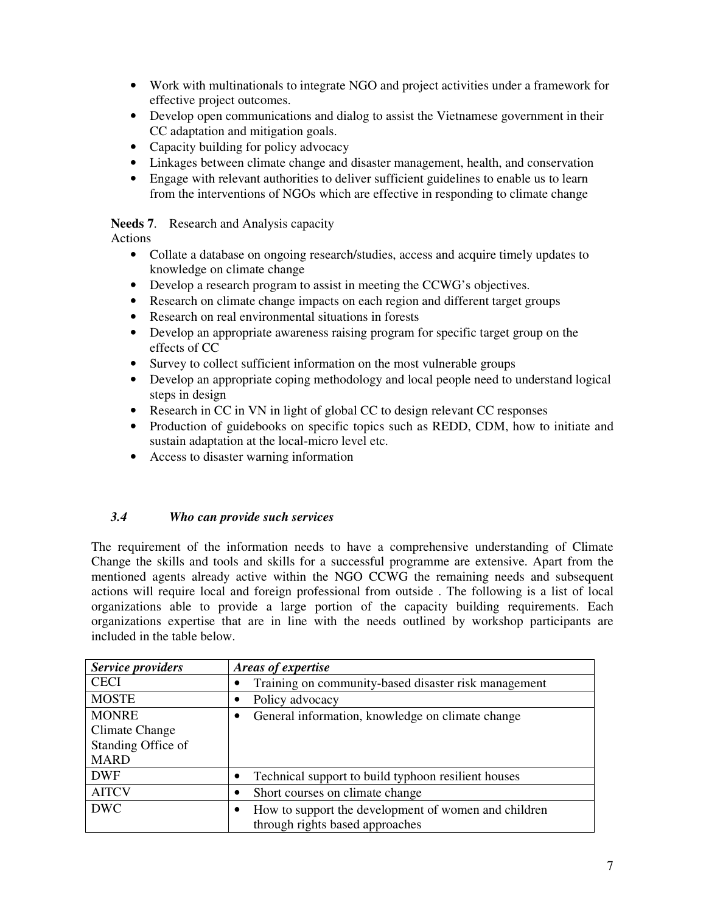- Work with multinationals to integrate NGO and project activities under a framework for effective project outcomes.
- Develop open communications and dialog to assist the Vietnamese government in their CC adaptation and mitigation goals.
- Capacity building for policy advocacy
- Linkages between climate change and disaster management, health, and conservation
- Engage with relevant authorities to deliver sufficient guidelines to enable us to learn from the interventions of NGOs which are effective in responding to climate change

**Needs 7**. Research and Analysis capacity

Actions

- Collate a database on ongoing research/studies, access and acquire timely updates to knowledge on climate change
- Develop a research program to assist in meeting the CCWG's objectives.
- Research on climate change impacts on each region and different target groups
- Research on real environmental situations in forests
- Develop an appropriate awareness raising program for specific target group on the effects of CC
- Survey to collect sufficient information on the most vulnerable groups
- Develop an appropriate coping methodology and local people need to understand logical steps in design
- Research in CC in VN in light of global CC to design relevant CC responses
- Production of guidebooks on specific topics such as REDD, CDM, how to initiate and sustain adaptation at the local-micro level etc.
- Access to disaster warning information

### *3.4 Who can provide such services*

The requirement of the information needs to have a comprehensive understanding of Climate Change the skills and tools and skills for a successful programme are extensive. Apart from the mentioned agents already active within the NGO CCWG the remaining needs and subsequent actions will require local and foreign professional from outside . The following is a list of local organizations able to provide a large portion of the capacity building requirements. Each organizations expertise that are in line with the needs outlined by workshop participants are included in the table below.

| *Service providers* | *Areas of expertise* |
|---|---|
| CECI | • Training on community-based disaster risk management |
| MOSTE | • Policy advocacy |
| MONRE<br>Climate Change<br>Standing Office of<br>MARD | • General information, knowledge on climate change |
| DWF | • Technical support to build typhoon resilient houses |
| AITCV | • Short courses on climate change |
| DWC | • How to support the development of women and children through rights based approaches |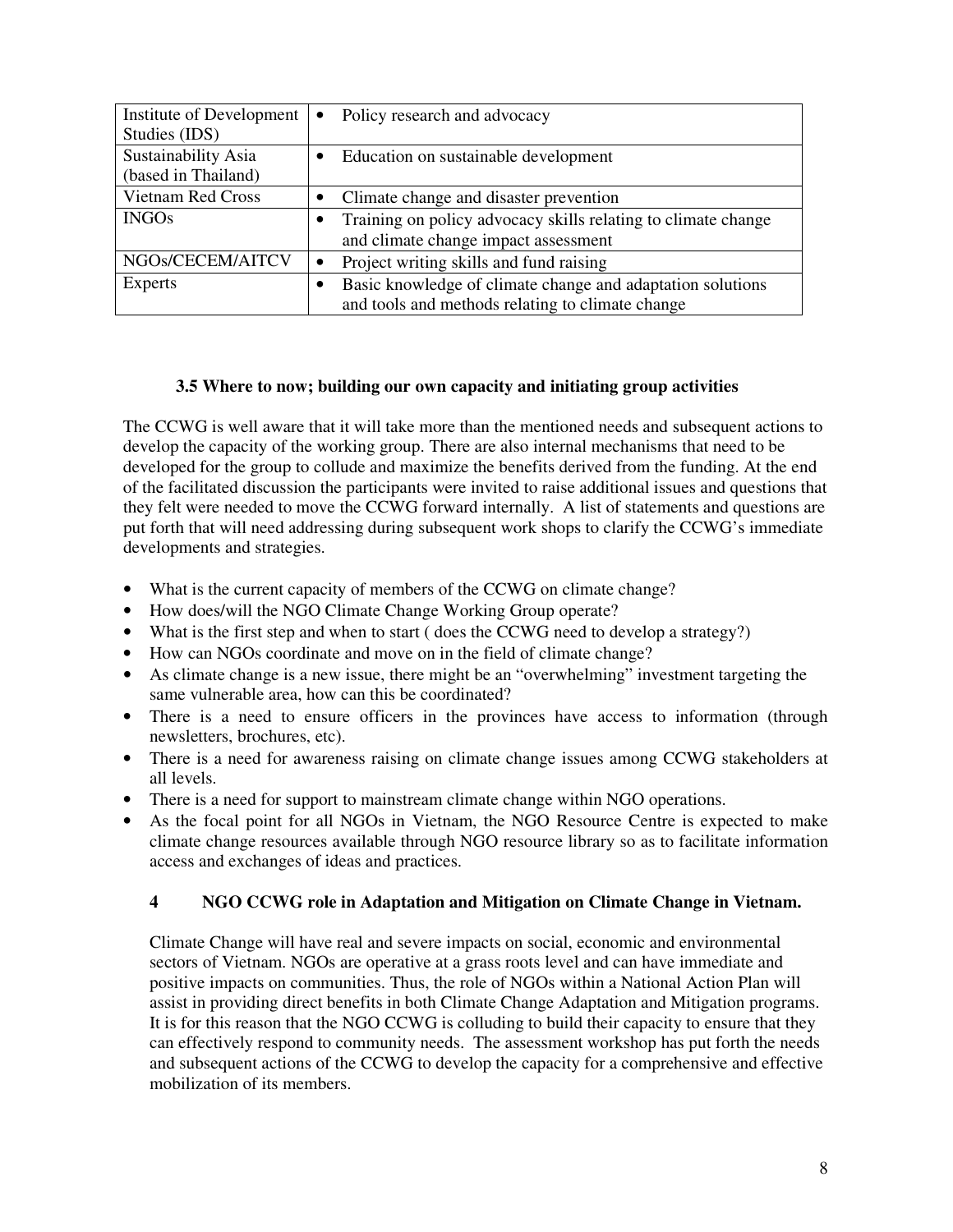| Institute of Development Studies (IDS) | • Policy research and advocacy |
|---|---|
| Sustainability Asia (based in Thailand) | • Education on sustainable development |
| Vietnam Red Cross | • Climate change and disaster prevention |
| INGOs | • Training on policy advocacy skills relating to climate change and climate change impact assessment |
| NGOs/CECEM/AITCV | • Project writing skills and fund raising |
| Experts | • Basic knowledge of climate change and adaptation solutions and tools and methods relating to climate change |

### 3.5 Where to now; building our own capacity and initiating group activities

The CCWG is well aware that it will take more than the mentioned needs and subsequent actions to develop the capacity of the working group. There are also internal mechanisms that need to be developed for the group to collude and maximize the benefits derived from the funding. At the end of the facilitated discussion the participants were invited to raise additional issues and questions that they felt were needed to move the CCWG forward internally. A list of statements and questions are put forth that will need addressing during subsequent work shops to clarify the CCWG's immediate developments and strategies.

- What is the current capacity of members of the CCWG on climate change?
- How does/will the NGO Climate Change Working Group operate?
- What is the first step and when to start ( does the CCWG need to develop a strategy?)
- How can NGOs coordinate and move on in the field of climate change?
- As climate change is a new issue, there might be an "overwhelming" investment targeting the same vulnerable area, how can this be coordinated?
- There is a need to ensure officers in the provinces have access to information (through newsletters, brochures, etc).
- There is a need for awareness raising on climate change issues among CCWG stakeholders at all levels.
- There is a need for support to mainstream climate change within NGO operations.
- As the focal point for all NGOs in Vietnam, the NGO Resource Centre is expected to make climate change resources available through NGO resource library so as to facilitate information access and exchanges of ideas and practices.

## 4 NGO CCWG role in Adaptation and Mitigation on Climate Change in Vietnam.

Climate Change will have real and severe impacts on social, economic and environmental sectors of Vietnam. NGOs are operative at a grass roots level and can have immediate and positive impacts on communities. Thus, the role of NGOs within a National Action Plan will assist in providing direct benefits in both Climate Change Adaptation and Mitigation programs. It is for this reason that the NGO CCWG is colluding to build their capacity to ensure that they can effectively respond to community needs. The assessment workshop has put forth the needs and subsequent actions of the CCWG to develop the capacity for a comprehensive and effective mobilization of its members.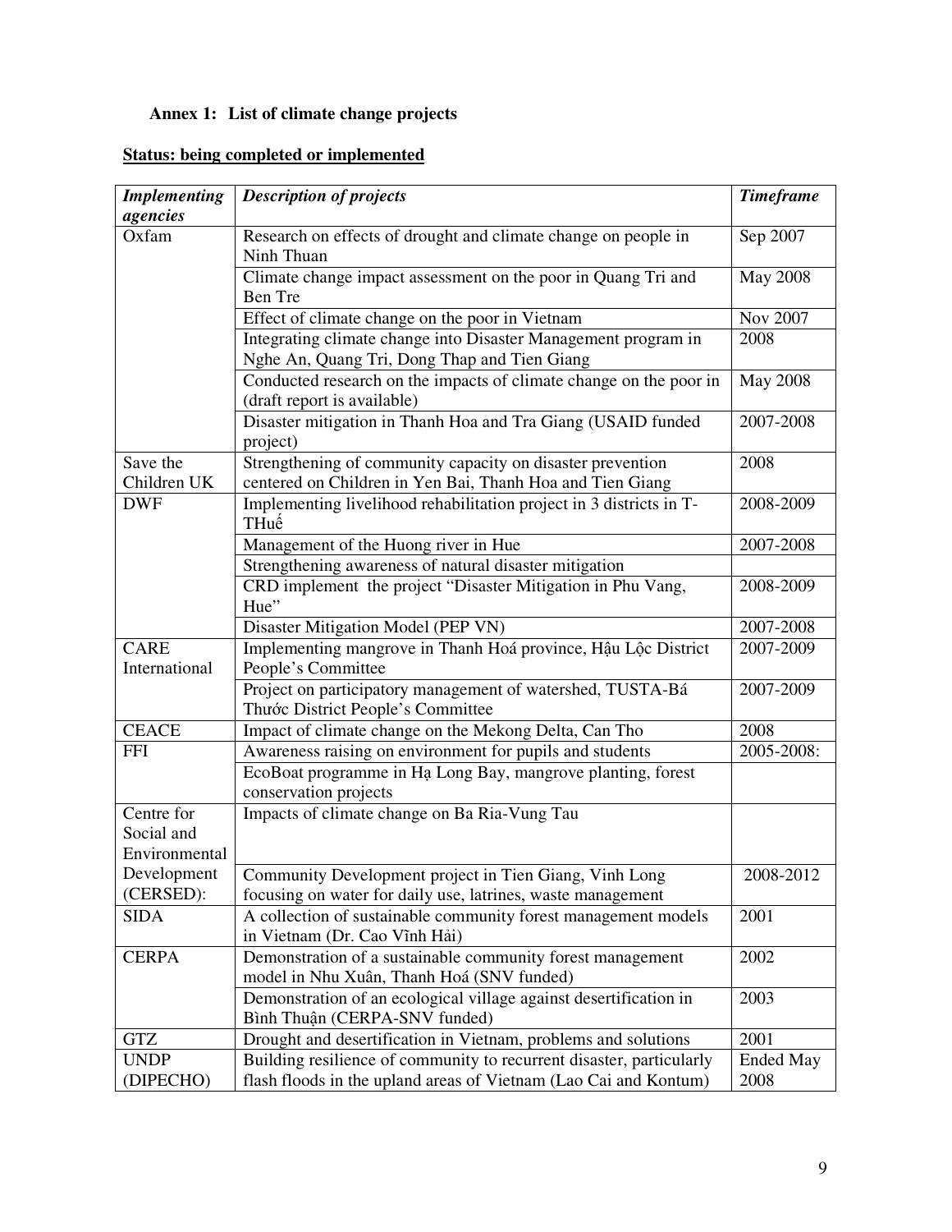**Annex 1: List of climate change projects**

**Status: being completed or implemented**

| *Implementing agencies* | *Description of projects* | *Timeframe* |
|---|---|---|
| Oxfam | Research on effects of drought and climate change on people in Ninh Thuan | Sep 2007 |
| | Climate change impact assessment on the poor in Quang Tri and Ben Tre | May 2008 |
| | Effect of climate change on the poor in Vietnam | Nov 2007 |
| | Integrating climate change into Disaster Management program in Nghe An, Quang Tri, Dong Thap and Tien Giang | 2008 |
| | Conducted research on the impacts of climate change on the poor in (draft report is available) | May 2008 |
| | Disaster mitigation in Thanh Hoa and Tra Giang (USAID funded project) | 2007-2008 |
| Save the Children UK | Strengthening of community capacity on disaster prevention centered on Children in Yen Bai, Thanh Hoa and Tien Giang | 2008 |
| DWF | Implementing livelihood rehabilitation project in 3 districts in T-THuế | 2008-2009 |
| | Management of the Huong river in Hue | 2007-2008 |
| | Strengthening awareness of natural disaster mitigation | |
| | CRD implement the project "Disaster Mitigation in Phu Vang, Hue" | 2008-2009 |
| | Disaster Mitigation Model (PEP VN) | 2007-2008 |
| CARE International | Implementing mangrove in Thanh Hoá province, Hậu Lộc District People's Committee | 2007-2009 |
| | Project on participatory management of watershed, TUSTA-Bá Thước District People's Committee | 2007-2009 |
| CEACE | Impact of climate change on the Mekong Delta, Can Tho | 2008 |
| FFI | Awareness raising on environment for pupils and students | 2005-2008: |
| | EcoBoat programme in Hạ Long Bay, mangrove planting, forest conservation projects | |
| Centre for Social and Environmental Development (CERSED): | Impacts of climate change on Ba Ria-Vung Tau | |
| | Community Development project in Tien Giang, Vinh Long focusing on water for daily use, latrines, waste management | 2008-2012 |
| SIDA | A collection of sustainable community forest management models in Vietnam (Dr. Cao Vĩnh Hải) | 2001 |
| CERPA | Demonstration of a sustainable community forest management model in Nhu Xuân, Thanh Hoá (SNV funded) | 2002 |
| | Demonstration of an ecological village against desertification in Bình Thuận (CERPA-SNV funded) | 2003 |
| GTZ | Drought and desertification in Vietnam, problems and solutions | 2001 |
| UNDP (DIPECHO) | Building resilience of community to recurrent disaster, particularly flash floods in the upland areas of Vietnam (Lao Cai and Kontum) | Ended May 2008 |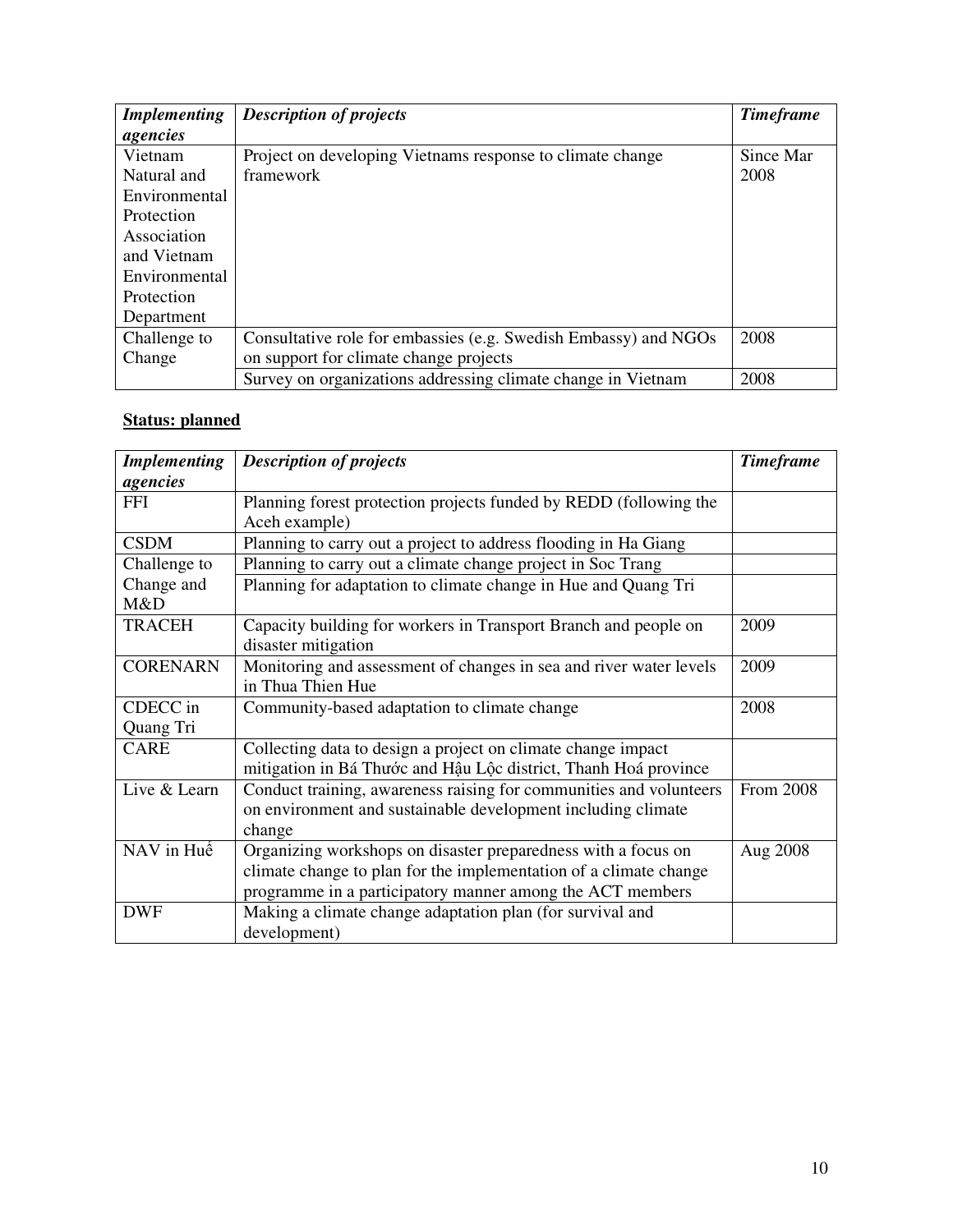| *Implementing agencies* | *Description of projects* | *Timeframe* |
|---|---|---|
| Vietnam Natural and Environmental Protection Association and Vietnam Environmental Protection Department | Project on developing Vietnams response to climate change framework | Since Mar 2008 |
| Challenge to Change | Consultative role for embassies (e.g. Swedish Embassy) and NGOs on support for climate change projects | 2008 |
| | Survey on organizations addressing climate change in Vietnam | 2008 |

**Status: planned**

| *Implementing agencies* | *Description of projects* | *Timeframe* |
|---|---|---|
| FFI | Planning forest protection projects funded by REDD (following the Aceh example) | |
| CSDM | Planning to carry out a project to address flooding in Ha Giang | |
| Challenge to Change and M&D | Planning to carry out a climate change project in Soc Trang | |
| | Planning for adaptation to climate change in Hue and Quang Tri | |
| TRACEH | Capacity building for workers in Transport Branch and people on disaster mitigation | 2009 |
| CORENARN | Monitoring and assessment of changes in sea and river water levels in Thua Thien Hue | 2009 |
| CDECC in Quang Tri | Community-based adaptation to climate change | 2008 |
| CARE | Collecting data to design a project on climate change impact mitigation in Bá Thước and Hậu Lộc district, Thanh Hoá province | |
| Live & Learn | Conduct training, awareness raising for communities and volunteers on environment and sustainable development including climate change | From 2008 |
| NAV in Huế | Organizing workshops on disaster preparedness with a focus on climate change to plan for the implementation of a climate change programme in a participatory manner among the ACT members | Aug 2008 |
| DWF | Making a climate change adaptation plan (for survival and development) | |